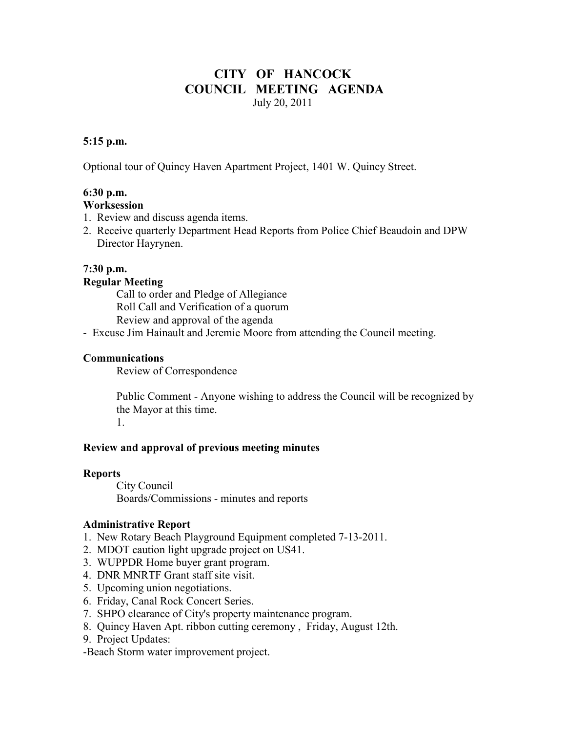# CITY OF HANCOCK
# COUNCIL MEETING AGENDA

July 20, 2011

**5:15 p.m.**

Optional tour of Quincy Haven Apartment Project, 1401 W. Quincy Street.

**6:30 p.m.**

**Worksession**

1. Review and discuss agenda items.
2. Receive quarterly Department Head Reports from Police Chief Beaudoin and DPW Director Hayrynen.

**7:30 p.m.**

**Regular Meeting**

Call to order and Pledge of Allegiance
Roll Call and Verification of a quorum
Review and approval of the agenda

- Excuse Jim Hainault and Jeremie Moore from attending the Council meeting.

**Communications**

Review of Correspondence

Public Comment - Anyone wishing to address the Council will be recognized by the Mayor at this time.

1.

**Review and approval of previous meeting minutes**

**Reports**

City Council
Boards/Commissions - minutes and reports

**Administrative Report**

1. New Rotary Beach Playground Equipment completed 7-13-2011.
2. MDOT caution light upgrade project on US41.
3. WUPPDR Home buyer grant program.
4. DNR MNRTF Grant staff site visit.
5. Upcoming union negotiations.
6. Friday, Canal Rock Concert Series.
7. SHPO clearance of City's property maintenance program.
8. Quincy Haven Apt. ribbon cutting ceremony , Friday, August 12th.
9. Project Updates:

-Beach Storm water improvement project.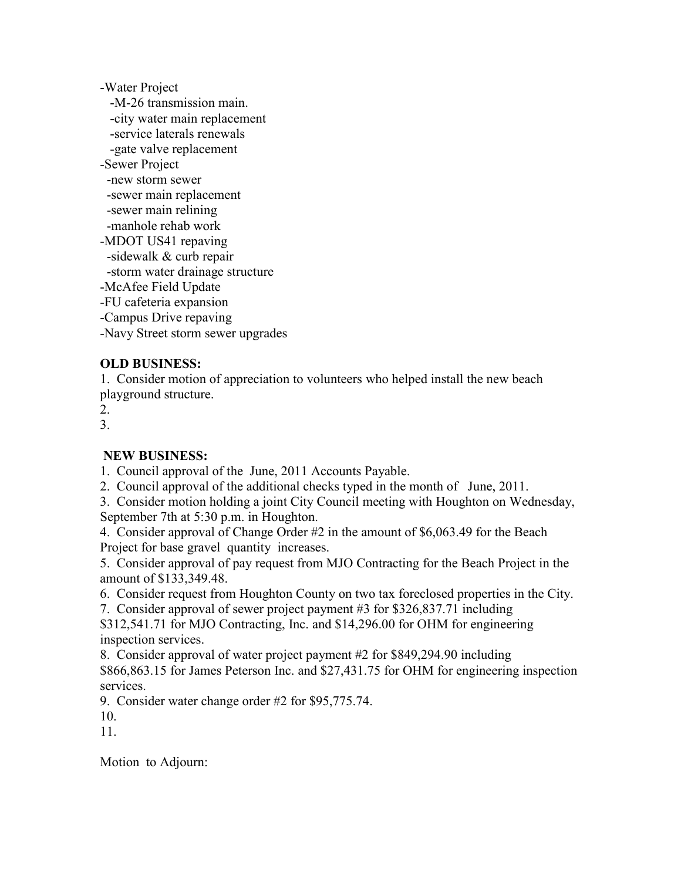-Water Project

- -M-26 transmission main.
- -city water main replacement
- -service laterals renewals
- -gate valve replacement

-Sewer Project

- -new storm sewer
- -sewer main replacement
- -sewer main relining
- -manhole rehab work

-MDOT US41 repaving

- -sidewalk & curb repair
- -storm water drainage structure

-McAfee Field Update

-FU cafeteria expansion

-Campus Drive repaving

-Navy Street storm sewer upgrades

**OLD BUSINESS:**

1. Consider motion of appreciation to volunteers who helped install the new beach playground structure.
2.
3.

**NEW BUSINESS:**

1. Council approval of the June, 2011 Accounts Payable.
2. Council approval of the additional checks typed in the month of June, 2011.
3. Consider motion holding a joint City Council meeting with Houghton on Wednesday, September 7th at 5:30 p.m. in Houghton.
4. Consider approval of Change Order #2 in the amount of $6,063.49 for the Beach Project for base gravel quantity increases.
5. Consider approval of pay request from MJO Contracting for the Beach Project in the amount of $133,349.48.
6. Consider request from Houghton County on two tax foreclosed properties in the City.
7. Consider approval of sewer project payment #3 for $326,837.71 including $312,541.71 for MJO Contracting, Inc. and $14,296.00 for OHM for engineering inspection services.
8. Consider approval of water project payment #2 for $849,294.90 including $866,863.15 for James Peterson Inc. and $27,431.75 for OHM for engineering inspection services.
9. Consider water change order #2 for $95,775.74.
10.
11.

Motion to Adjourn: